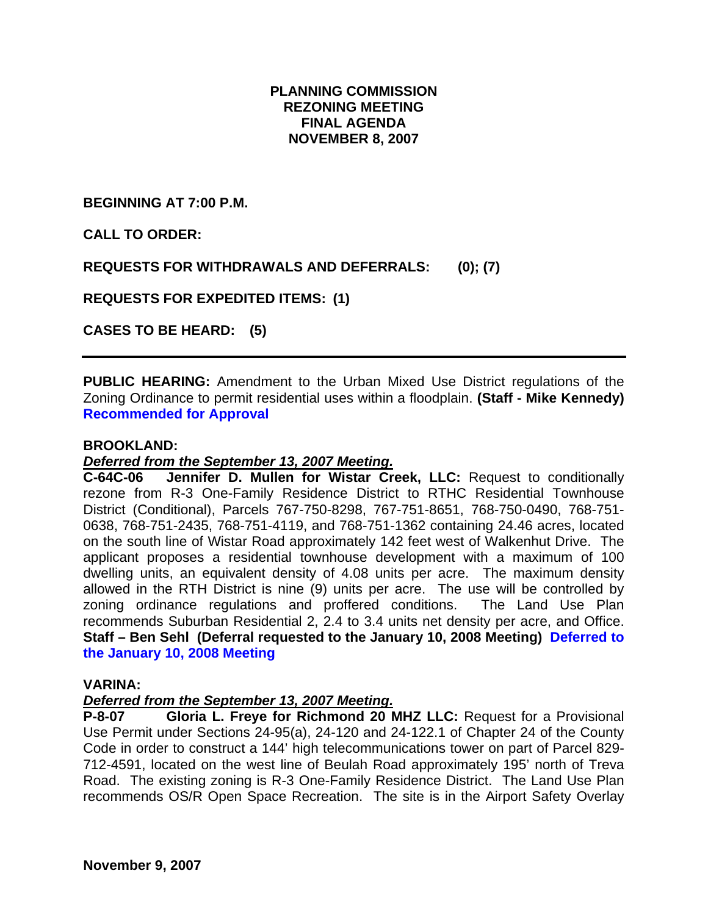# PLANNING COMMISSION
# REZONING MEETING
# FINAL AGENDA
# NOVEMBER 8, 2007

**BEGINNING AT 7:00 P.M.**

**CALL TO ORDER:**

**REQUESTS FOR WITHDRAWALS AND DEFERRALS: (0); (7)**

**REQUESTS FOR EXPEDITED ITEMS: (1)**

**CASES TO BE HEARD: (5)**

---

**PUBLIC HEARING:** Amendment to the Urban Mixed Use District regulations of the Zoning Ordinance to permit residential uses within a floodplain. **(Staff - Mike Kennedy)** **Recommended for Approval**

**BROOKLAND:**

***Deferred from the September 13, 2007 Meeting.***

**C-64C-06 Jennifer D. Mullen for Wistar Creek, LLC:** Request to conditionally rezone from R-3 One-Family Residence District to RTHC Residential Townhouse District (Conditional), Parcels 767-750-8298, 767-751-8651, 768-750-0490, 768-751-0638, 768-751-2435, 768-751-4119, and 768-751-1362 containing 24.46 acres, located on the south line of Wistar Road approximately 142 feet west of Walkenhut Drive. The applicant proposes a residential townhouse development with a maximum of 100 dwelling units, an equivalent density of 4.08 units per acre. The maximum density allowed in the RTH District is nine (9) units per acre. The use will be controlled by zoning ordinance regulations and proffered conditions. The Land Use Plan recommends Suburban Residential 2, 2.4 to 3.4 units net density per acre, and Office. **Staff – Ben Sehl (Deferral requested to the January 10, 2008 Meeting)** **Deferred to the January 10, 2008 Meeting**

**VARINA:**

***Deferred from the September 13, 2007 Meeting.***

**P-8-07 Gloria L. Freye for Richmond 20 MHZ LLC:** Request for a Provisional Use Permit under Sections 24-95(a), 24-120 and 24-122.1 of Chapter 24 of the County Code in order to construct a 144' high telecommunications tower on part of Parcel 829-712-4591, located on the west line of Beulah Road approximately 195' north of Treva Road. The existing zoning is R-3 One-Family Residence District. The Land Use Plan recommends OS/R Open Space Recreation. The site is in the Airport Safety Overlay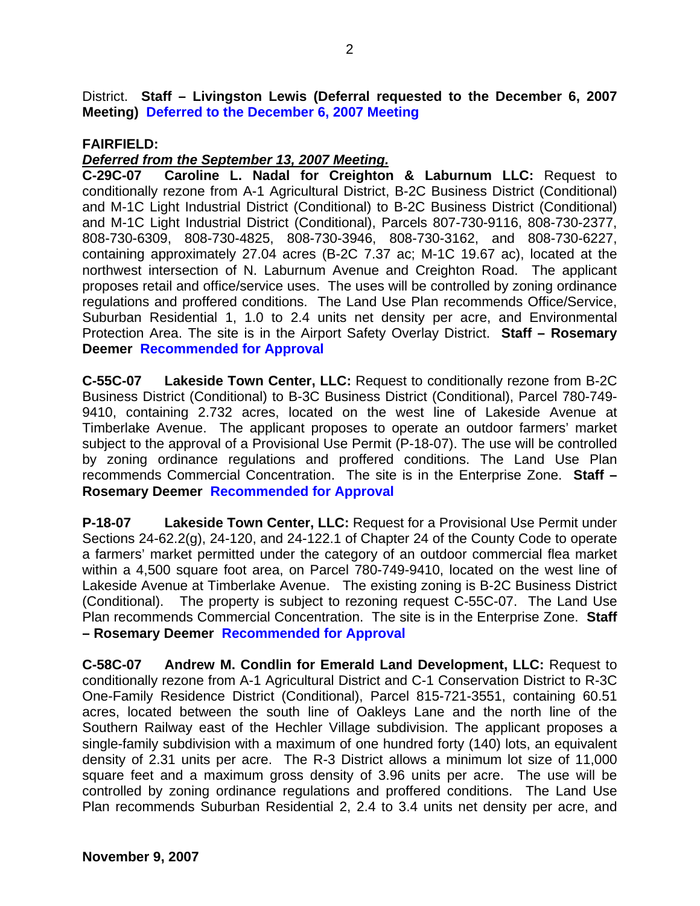District. **Staff – Livingston Lewis (Deferral requested to the December 6, 2007 Meeting)** **Deferred to the December 6, 2007 Meeting**

**FAIRFIELD:**

***Deferred from the September 13, 2007 Meeting.***

**C-29C-07 Caroline L. Nadal for Creighton & Laburnum LLC:** Request to conditionally rezone from A-1 Agricultural District, B-2C Business District (Conditional) and M-1C Light Industrial District (Conditional) to B-2C Business District (Conditional) and M-1C Light Industrial District (Conditional), Parcels 807-730-9116, 808-730-2377, 808-730-6309, 808-730-4825, 808-730-3946, 808-730-3162, and 808-730-6227, containing approximately 27.04 acres (B-2C 7.37 ac; M-1C 19.67 ac), located at the northwest intersection of N. Laburnum Avenue and Creighton Road. The applicant proposes retail and office/service uses. The uses will be controlled by zoning ordinance regulations and proffered conditions. The Land Use Plan recommends Office/Service, Suburban Residential 1, 1.0 to 2.4 units net density per acre, and Environmental Protection Area. The site is in the Airport Safety Overlay District. **Staff – Rosemary Deemer** **Recommended for Approval**

**C-55C-07 Lakeside Town Center, LLC:** Request to conditionally rezone from B-2C Business District (Conditional) to B-3C Business District (Conditional), Parcel 780-749-9410, containing 2.732 acres, located on the west line of Lakeside Avenue at Timberlake Avenue. The applicant proposes to operate an outdoor farmers' market subject to the approval of a Provisional Use Permit (P-18-07). The use will be controlled by zoning ordinance regulations and proffered conditions. The Land Use Plan recommends Commercial Concentration. The site is in the Enterprise Zone. **Staff – Rosemary Deemer** **Recommended for Approval**

**P-18-07 Lakeside Town Center, LLC:** Request for a Provisional Use Permit under Sections 24-62.2(g), 24-120, and 24-122.1 of Chapter 24 of the County Code to operate a farmers' market permitted under the category of an outdoor commercial flea market within a 4,500 square foot area, on Parcel 780-749-9410, located on the west line of Lakeside Avenue at Timberlake Avenue. The existing zoning is B-2C Business District (Conditional). The property is subject to rezoning request C-55C-07. The Land Use Plan recommends Commercial Concentration. The site is in the Enterprise Zone. **Staff – Rosemary Deemer** **Recommended for Approval**

**C-58C-07 Andrew M. Condlin for Emerald Land Development, LLC:** Request to conditionally rezone from A-1 Agricultural District and C-1 Conservation District to R-3C One-Family Residence District (Conditional), Parcel 815-721-3551, containing 60.51 acres, located between the south line of Oakleys Lane and the north line of the Southern Railway east of the Hechler Village subdivision. The applicant proposes a single-family subdivision with a maximum of one hundred forty (140) lots, an equivalent density of 2.31 units per acre. The R-3 District allows a minimum lot size of 11,000 square feet and a maximum gross density of 3.96 units per acre. The use will be controlled by zoning ordinance regulations and proffered conditions. The Land Use Plan recommends Suburban Residential 2, 2.4 to 3.4 units net density per acre, and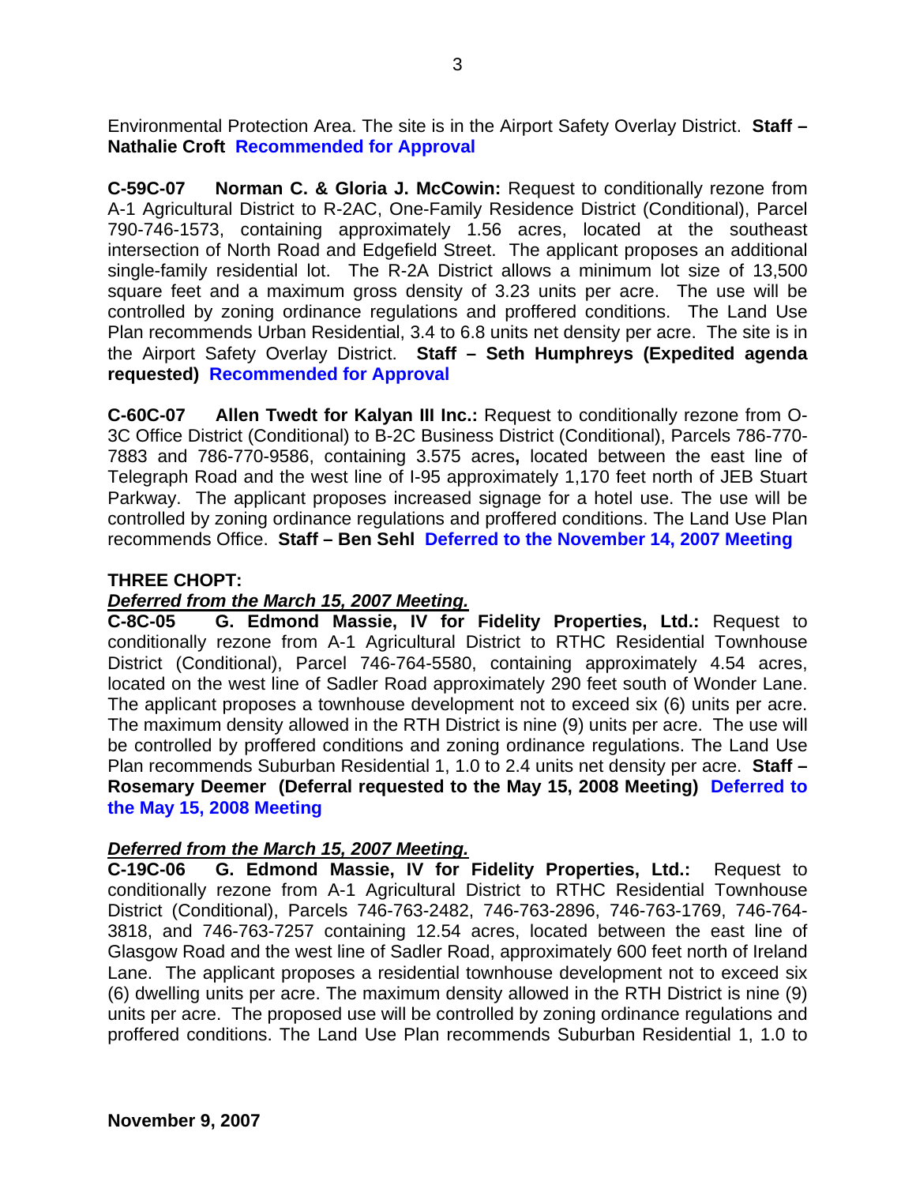Environmental Protection Area. The site is in the Airport Safety Overlay District. **Staff – Nathalie Croft** **Recommended for Approval**

**C-59C-07 Norman C. & Gloria J. McCowin:** Request to conditionally rezone from A-1 Agricultural District to R-2AC, One-Family Residence District (Conditional), Parcel 790-746-1573, containing approximately 1.56 acres, located at the southeast intersection of North Road and Edgefield Street. The applicant proposes an additional single-family residential lot. The R-2A District allows a minimum lot size of 13,500 square feet and a maximum gross density of 3.23 units per acre. The use will be controlled by zoning ordinance regulations and proffered conditions. The Land Use Plan recommends Urban Residential, 3.4 to 6.8 units net density per acre. The site is in the Airport Safety Overlay District. **Staff – Seth Humphreys (Expedited agenda requested)** **Recommended for Approval**

**C-60C-07 Allen Twedt for Kalyan III Inc.:** Request to conditionally rezone from O-3C Office District (Conditional) to B-2C Business District (Conditional), Parcels 786-770-7883 and 786-770-9586, containing 3.575 acres**,** located between the east line of Telegraph Road and the west line of I-95 approximately 1,170 feet north of JEB Stuart Parkway. The applicant proposes increased signage for a hotel use. The use will be controlled by zoning ordinance regulations and proffered conditions. The Land Use Plan recommends Office. **Staff – Ben Sehl** **Deferred to the November 14, 2007 Meeting**

**THREE CHOPT:**

***Deferred from the March 15, 2007 Meeting.***

**C-8C-05 G. Edmond Massie, IV for Fidelity Properties, Ltd.:** Request to conditionally rezone from A-1 Agricultural District to RTHC Residential Townhouse District (Conditional), Parcel 746-764-5580, containing approximately 4.54 acres, located on the west line of Sadler Road approximately 290 feet south of Wonder Lane. The applicant proposes a townhouse development not to exceed six (6) units per acre. The maximum density allowed in the RTH District is nine (9) units per acre. The use will be controlled by proffered conditions and zoning ordinance regulations. The Land Use Plan recommends Suburban Residential 1, 1.0 to 2.4 units net density per acre. **Staff – Rosemary Deemer (Deferral requested to the May 15, 2008 Meeting)** **Deferred to the May 15, 2008 Meeting**

***Deferred from the March 15, 2007 Meeting.***

**C-19C-06 G. Edmond Massie, IV for Fidelity Properties, Ltd.:** Request to conditionally rezone from A-1 Agricultural District to RTHC Residential Townhouse District (Conditional), Parcels 746-763-2482, 746-763-2896, 746-763-1769, 746-764-3818, and 746-763-7257 containing 12.54 acres, located between the east line of Glasgow Road and the west line of Sadler Road, approximately 600 feet north of Ireland Lane. The applicant proposes a residential townhouse development not to exceed six (6) dwelling units per acre. The maximum density allowed in the RTH District is nine (9) units per acre. The proposed use will be controlled by zoning ordinance regulations and proffered conditions. The Land Use Plan recommends Suburban Residential 1, 1.0 to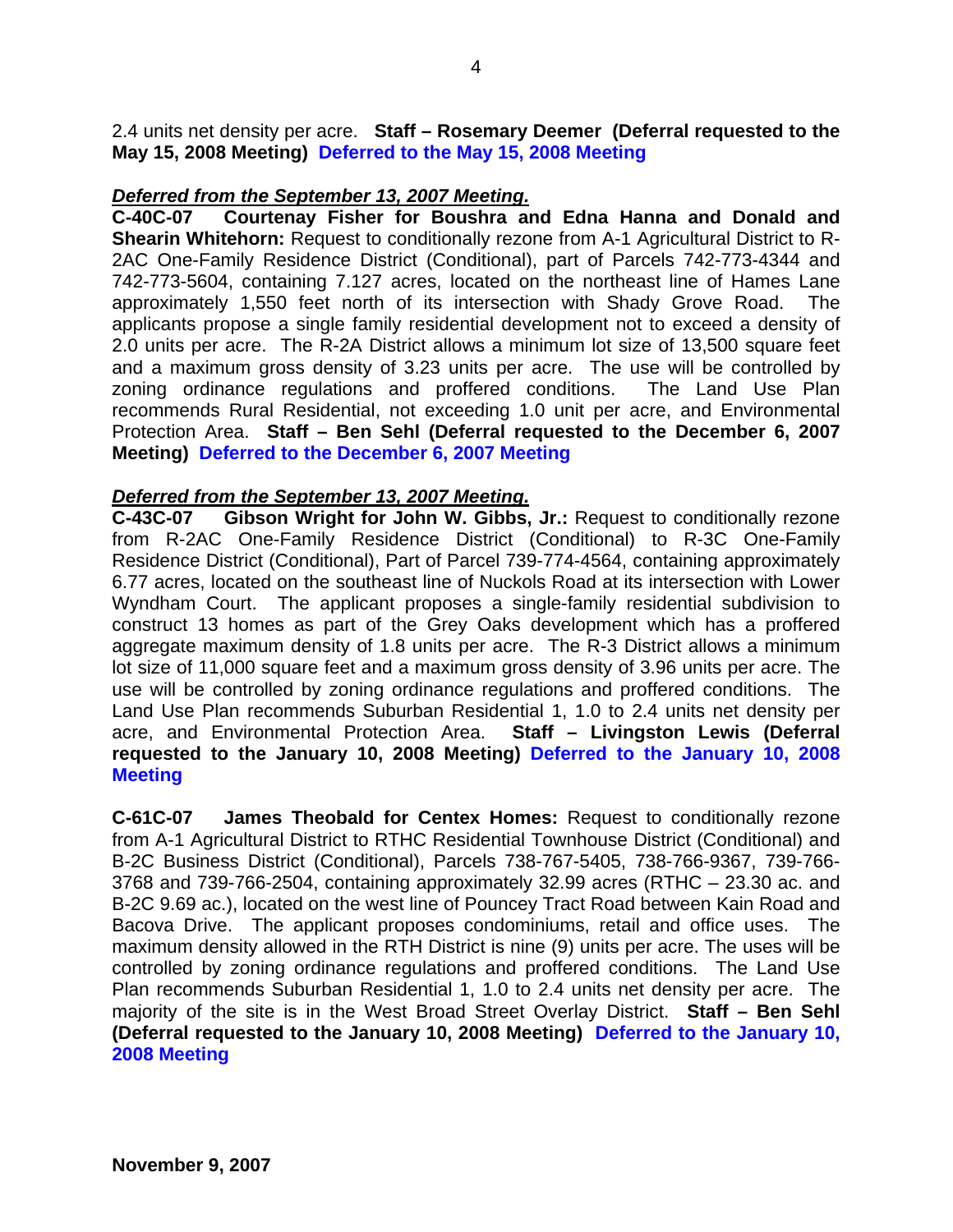2.4 units net density per acre. **Staff – Rosemary Deemer (Deferral requested to the May 15, 2008 Meeting)** **Deferred to the May 15, 2008 Meeting**

***Deferred from the September 13, 2007 Meeting.***

**C-40C-07 Courtenay Fisher for Boushra and Edna Hanna and Donald and Shearin Whitehorn:** Request to conditionally rezone from A-1 Agricultural District to R-2AC One-Family Residence District (Conditional), part of Parcels 742-773-4344 and 742-773-5604, containing 7.127 acres, located on the northeast line of Hames Lane approximately 1,550 feet north of its intersection with Shady Grove Road. The applicants propose a single family residential development not to exceed a density of 2.0 units per acre. The R-2A District allows a minimum lot size of 13,500 square feet and a maximum gross density of 3.23 units per acre. The use will be controlled by zoning ordinance regulations and proffered conditions. The Land Use Plan recommends Rural Residential, not exceeding 1.0 unit per acre, and Environmental Protection Area. **Staff – Ben Sehl (Deferral requested to the December 6, 2007 Meeting)** **Deferred to the December 6, 2007 Meeting**

***Deferred from the September 13, 2007 Meeting.***

**C-43C-07 Gibson Wright for John W. Gibbs, Jr.:** Request to conditionally rezone from R-2AC One-Family Residence District (Conditional) to R-3C One-Family Residence District (Conditional), Part of Parcel 739-774-4564, containing approximately 6.77 acres, located on the southeast line of Nuckols Road at its intersection with Lower Wyndham Court. The applicant proposes a single-family residential subdivision to construct 13 homes as part of the Grey Oaks development which has a proffered aggregate maximum density of 1.8 units per acre. The R-3 District allows a minimum lot size of 11,000 square feet and a maximum gross density of 3.96 units per acre. The use will be controlled by zoning ordinance regulations and proffered conditions. The Land Use Plan recommends Suburban Residential 1, 1.0 to 2.4 units net density per acre, and Environmental Protection Area. **Staff – Livingston Lewis (Deferral requested to the January 10, 2008 Meeting)** **Deferred to the January 10, 2008 Meeting**

**C-61C-07 James Theobald for Centex Homes:** Request to conditionally rezone from A-1 Agricultural District to RTHC Residential Townhouse District (Conditional) and B-2C Business District (Conditional), Parcels 738-767-5405, 738-766-9367, 739-766-3768 and 739-766-2504, containing approximately 32.99 acres (RTHC – 23.30 ac. and B-2C 9.69 ac.), located on the west line of Pouncey Tract Road between Kain Road and Bacova Drive. The applicant proposes condominiums, retail and office uses. The maximum density allowed in the RTH District is nine (9) units per acre. The uses will be controlled by zoning ordinance regulations and proffered conditions. The Land Use Plan recommends Suburban Residential 1, 1.0 to 2.4 units net density per acre. The majority of the site is in the West Broad Street Overlay District. **Staff – Ben Sehl (Deferral requested to the January 10, 2008 Meeting)** **Deferred to the January 10, 2008 Meeting**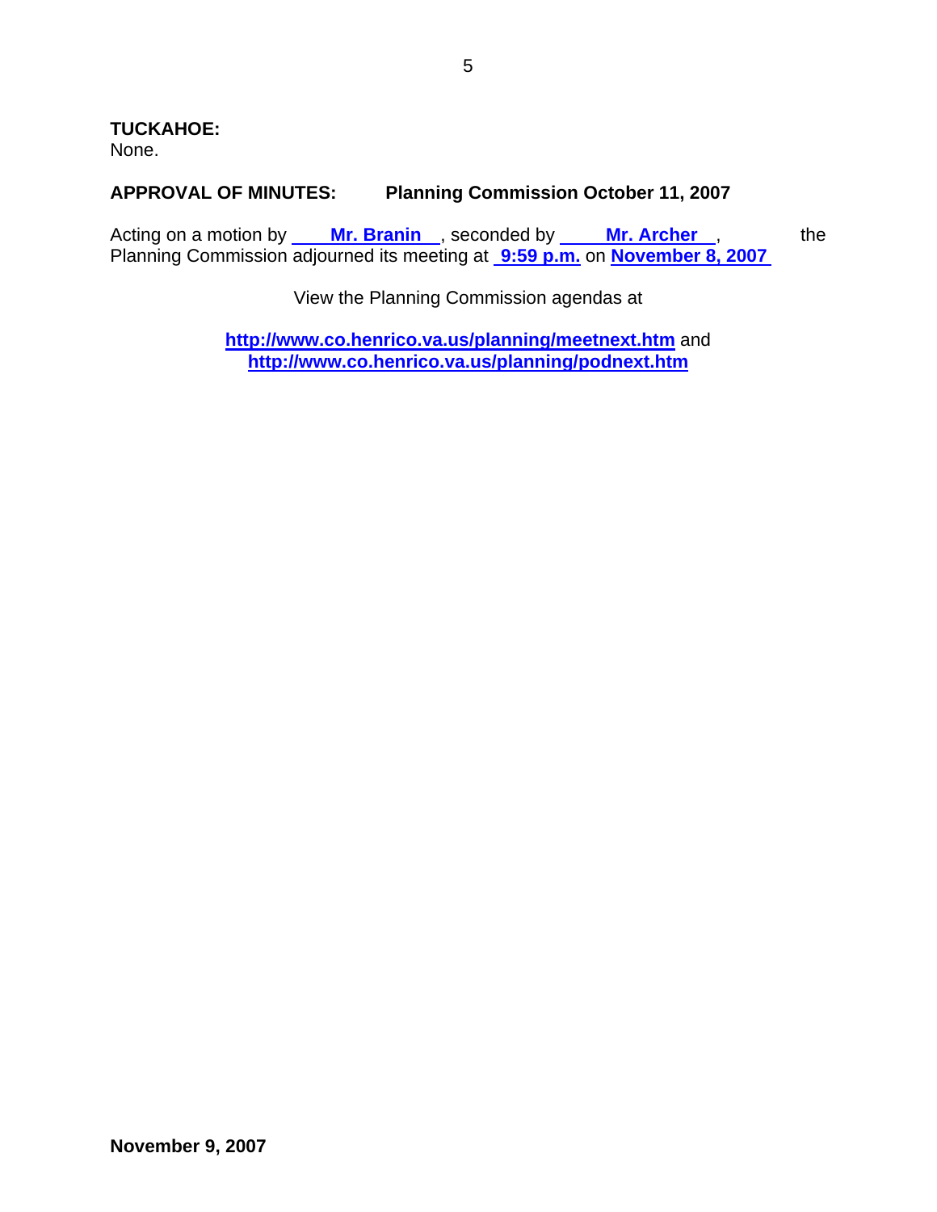**TUCKAHOE:**
None.

**APPROVAL OF MINUTES: Planning Commission October 11, 2007**

Acting on a motion by **Mr. Branin**, seconded by **Mr. Archer**, the Planning Commission adjourned its meeting at **9:59 p.m.** on **November 8, 2007**

View the Planning Commission agendas at

**http://www.co.henrico.va.us/planning/meetnext.htm** and
**http://www.co.henrico.va.us/planning/podnext.htm**

**November 9, 2007**